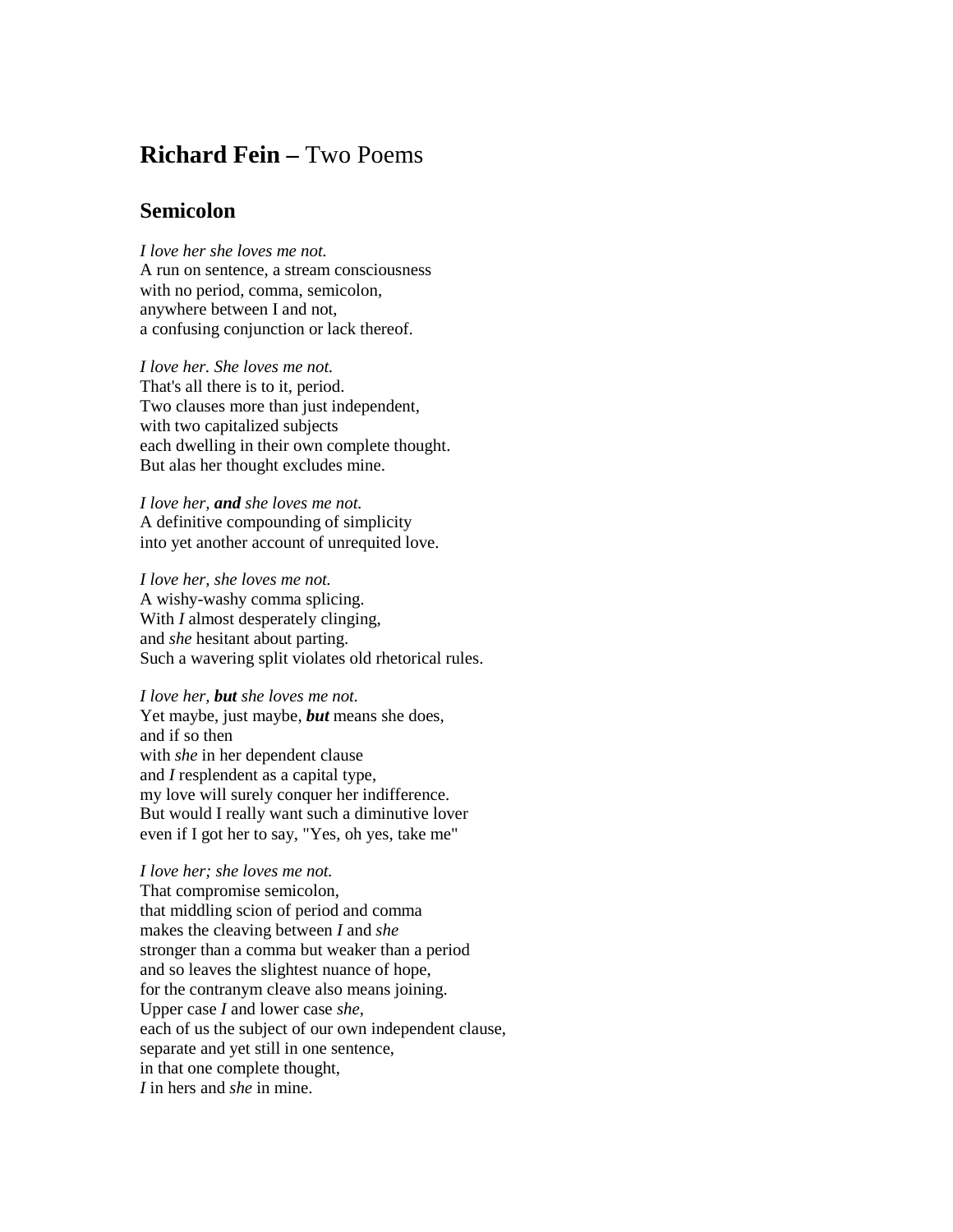# **Richard Fein –** Two Poems

## Semicolon

*I love her she loves me not.*  
A run on sentence, a stream consciousness  
with no period, comma, semicolon,  
anywhere between I and not,  
a confusing conjunction or lack thereof.

*I love her. She loves me not.*  
That's all there is to it, period.  
Two clauses more than just independent,  
with two capitalized subjects  
each dwelling in their own complete thought.  
But alas her thought excludes mine.

*I love her, **and** she loves me not.*  
A definitive compounding of simplicity  
into yet another account of unrequited love.

*I love her, she loves me not.*  
A wishy-washy comma splicing.  
With *I* almost desperately clinging,  
and *she* hesitant about parting.  
Such a wavering split violates old rhetorical rules.

*I love her, **but** she loves me not.*  
Yet maybe, just maybe, ***but*** means she does,  
and if so then  
with *she* in her dependent clause  
and *I* resplendent as a capital type,  
my love will surely conquer her indifference.  
But would I really want such a diminutive lover  
even if I got her to say, "Yes, oh yes, take me"

*I love her; she loves me not.*  
That compromise semicolon,  
that middling scion of period and comma  
makes the cleaving between *I* and *she*  
stronger than a comma but weaker than a period  
and so leaves the slightest nuance of hope,  
for the contranym cleave also means joining.  
Upper case *I* and lower case *she*,  
each of us the subject of our own independent clause,  
separate and yet still in one sentence,  
in that one complete thought,  
*I* in hers and *she* in mine.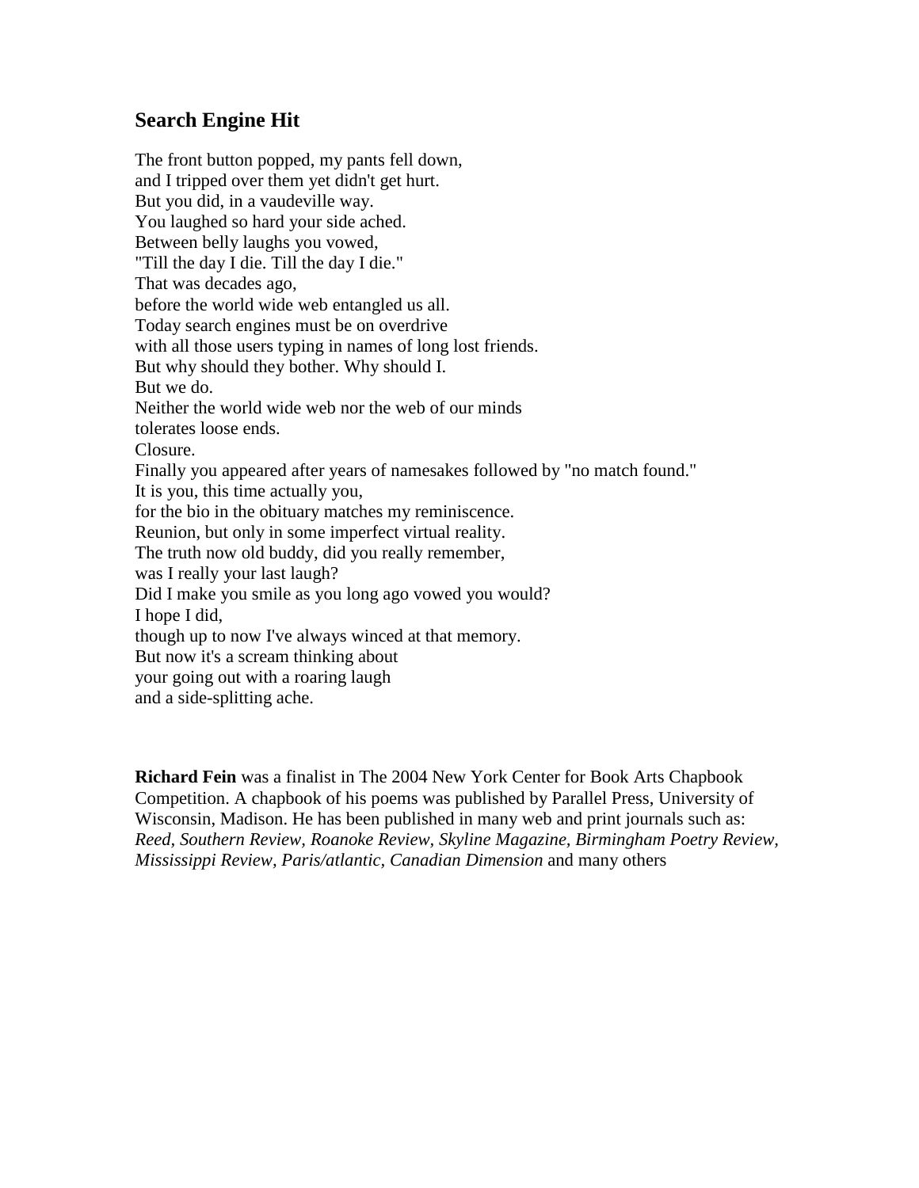## Search Engine Hit

The front button popped, my pants fell down,  
and I tripped over them yet didn't get hurt.  
But you did, in a vaudeville way.  
You laughed so hard your side ached.  
Between belly laughs you vowed,  
"Till the day I die. Till the day I die."  
That was decades ago,  
before the world wide web entangled us all.  
Today search engines must be on overdrive  
with all those users typing in names of long lost friends.  
But why should they bother. Why should I.  
But we do.  
Neither the world wide web nor the web of our minds  
tolerates loose ends.  
Closure.  
Finally you appeared after years of namesakes followed by "no match found."  
It is you, this time actually you,  
for the bio in the obituary matches my reminiscence.  
Reunion, but only in some imperfect virtual reality.  
The truth now old buddy, did you really remember,  
was I really your last laugh?  
Did I make you smile as you long ago vowed you would?  
I hope I did,  
though up to now I've always winced at that memory.  
But now it's a scream thinking about  
your going out with a roaring laugh  
and a side-splitting ache.

**Richard Fein** was a finalist in The 2004 New York Center for Book Arts Chapbook Competition. A chapbook of his poems was published by Parallel Press, University of Wisconsin, Madison. He has been published in many web and print journals such as: *Reed, Southern Review, Roanoke Review, Skyline Magazine, Birmingham Poetry Review, Mississippi Review, Paris/atlantic, Canadian Dimension* and many others